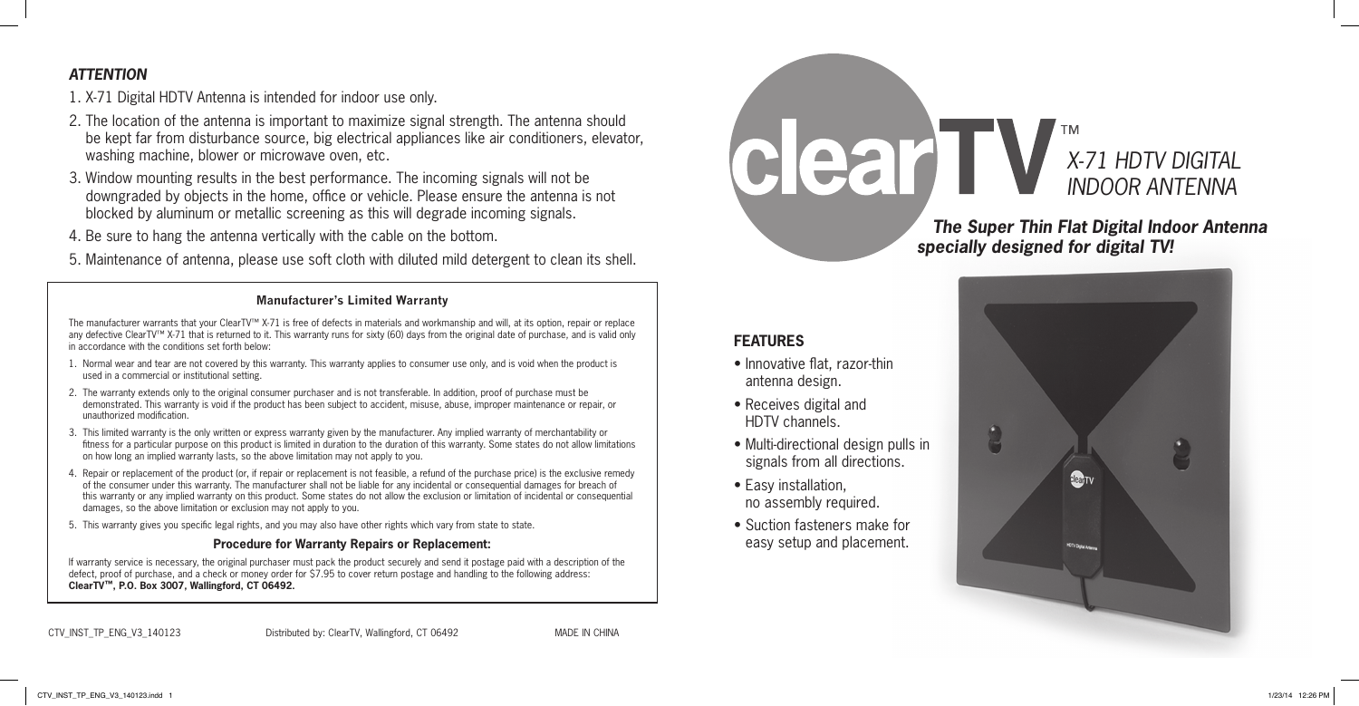### *ATTENTION*

1. X-71 Digital HDTV Antenna is intended for indoor use only.
2. The location of the antenna is important to maximize signal strength. The antenna should be kept far from disturbance source, big electrical appliances like air conditioners, elevator, washing machine, blower or microwave oven, etc.
3. Window mounting results in the best performance. The incoming signals will not be downgraded by objects in the home, office or vehicle. Please ensure the antenna is not blocked by aluminum or metallic screening as this will degrade incoming signals.
4. Be sure to hang the antenna vertically with the cable on the bottom.
5. Maintenance of antenna, please use soft cloth with diluted mild detergent to clean its shell.

#### Manufacturer's Limited Warranty

The manufacturer warrants that your ClearTV™ X-71 is free of defects in materials and workmanship and will, at its option, repair or replace any defective ClearTV™ X-71 that is returned to it. This warranty runs for sixty (60) days from the original date of purchase, and is valid only in accordance with the conditions set forth below:

1. Normal wear and tear are not covered by this warranty. This warranty applies to consumer use only, and is void when the product is used in a commercial or institutional setting.
2. The warranty extends only to the original consumer purchaser and is not transferable. In addition, proof of purchase must be demonstrated. This warranty is void if the product has been subject to accident, misuse, abuse, improper maintenance or repair, or unauthorized modification.
3. This limited warranty is the only written or express warranty given by the manufacturer. Any implied warranty of merchantability or fitness for a particular purpose on this product is limited in duration to the duration of this warranty. Some states do not allow limitations on how long an implied warranty lasts, so the above limitation may not apply to you.
4. Repair or replacement of the product (or, if repair or replacement is not feasible, a refund of the purchase price) is the exclusive remedy of the consumer under this warranty. The manufacturer shall not be liable for any incidental or consequential damages for breach of this warranty or any implied warranty on this product. Some states do not allow the exclusion or limitation of incidental or consequential damages, so the above limitation or exclusion may not apply to you.
5. This warranty gives you specific legal rights, and you may also have other rights which vary from state to state.

#### Procedure for Warranty Repairs or Replacement:

If warranty service is necessary, the original purchaser must pack the product securely and send it postage paid with a description of the defect, proof of purchase, and a check or money order for $7.95 to cover return postage and handling to the following address:
**ClearTV™, P.O. Box 3007, Wallingford, CT 06492.**

CTV_INST_TP_ENG_V3_140123 Distributed by: ClearTV, Wallingford, CT 06492 MADE IN CHINA

# clearTV™

## *X-71 HDTV DIGITAL INDOOR ANTENNA*

***The Super Thin Flat Digital Indoor Antenna specially designed for digital TV!***

### FEATURES

- Innovative flat, razor-thin antenna design.
- Receives digital and HDTV channels.
- Multi-directional design pulls in signals from all directions.
- Easy installation, no assembly required.
- Suction fasteners make for easy setup and placement.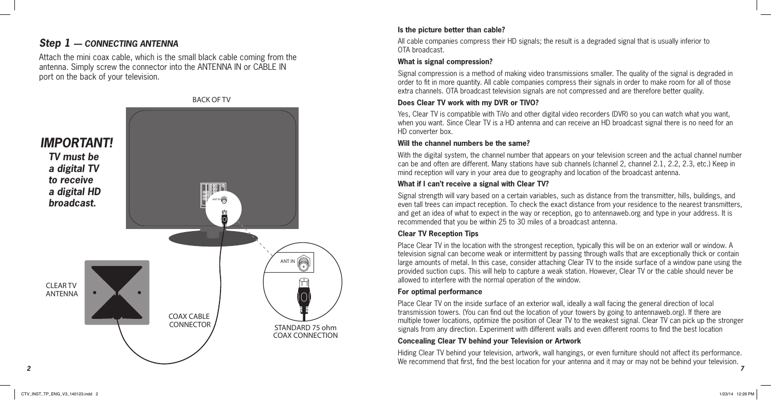## *Step 1 — CONNECTING ANTENNA*

Attach the mini coax cable, which is the small black cable coming from the antenna. Simply screw the connector into the ANTENNA IN or CABLE IN port on the back of your television.

BACK OF TV

## *IMPORTANT!*

***TV must be a digital TV to receive a digital HD broadcast.***

ANT IN

CLEAR TV ANTENNA

COAX CABLE CONNECTOR

STANDARD 75 ohm COAX CONNECTION

**Is the picture better than cable?**

All cable companies compress their HD signals; the result is a degraded signal that is usually inferior to OTA broadcast.

**What is signal compression?**

Signal compression is a method of making video transmissions smaller. The quality of the signal is degraded in order to fit in more quantity. All cable companies compress their signals in order to make room for all of those extra channels. OTA broadcast television signals are not compressed and are therefore better quality.

**Does Clear TV work with my DVR or TIVO?**

Yes, Clear TV is compatible with TiVo and other digital video recorders (DVR) so you can watch what you want, when you want. Since Clear TV is a HD antenna and can receive an HD broadcast signal there is no need for an HD converter box.

**Will the channel numbers be the same?**

With the digital system, the channel number that appears on your television screen and the actual channel number can be and often are different. Many stations have sub channels (channel 2, channel 2.1, 2.2, 2.3, etc.) Keep in mind reception will vary in your area due to geography and location of the broadcast antenna.

**What if I can't receive a signal with Clear TV?**

Signal strength will vary based on a certain variables, such as distance from the transmitter, hills, buildings, and even tall trees can impact reception. To check the exact distance from your residence to the nearest transmitters, and get an idea of what to expect in the way or reception, go to antennaweb.org and type in your address. It is recommended that you be within 25 to 30 miles of a broadcast antenna.

**Clear TV Reception Tips**

Place Clear TV in the location with the strongest reception, typically this will be on an exterior wall or window. A television signal can become weak or intermittent by passing through walls that are exceptionally thick or contain large amounts of metal. In this case, consider attaching Clear TV to the inside surface of a window pane using the provided suction cups. This will help to capture a weak station. However, Clear TV or the cable should never be allowed to interfere with the normal operation of the window.

**For optimal performance**

Place Clear TV on the inside surface of an exterior wall, ideally a wall facing the general direction of local transmission towers. (You can find out the location of your towers by going to antennaweb.org). If there are multiple tower locations, optimize the position of Clear TV to the weakest signal. Clear TV can pick up the stronger signals from any direction. Experiment with different walls and even different rooms to find the best location

**Concealing Clear TV behind your Television or Artwork**

Hiding Clear TV behind your television, artwork, wall hangings, or even furniture should not affect its performance. We recommend that first, find the best location for your antenna and it may or may not be behind your television.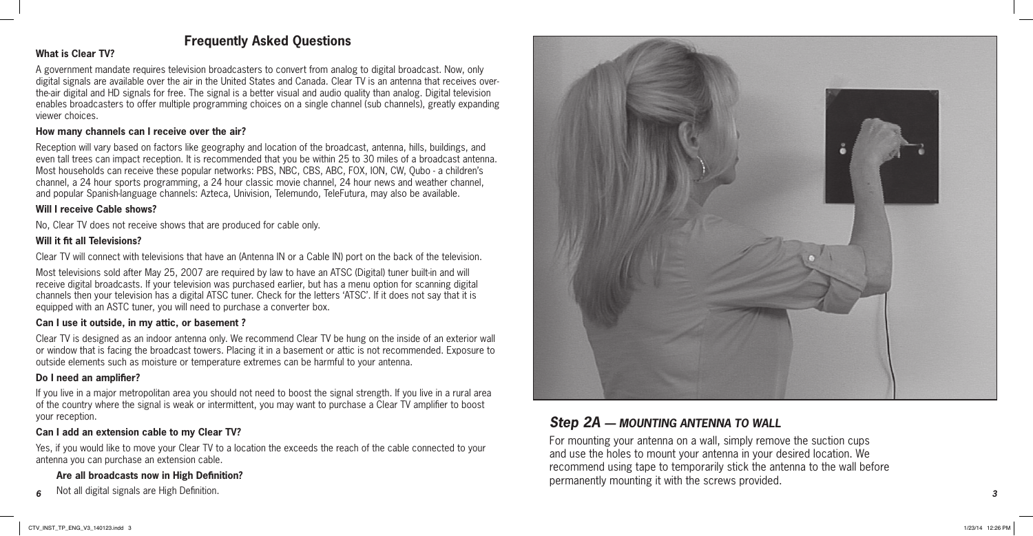# Frequently Asked Questions

### What is Clear TV?

A government mandate requires television broadcasters to convert from analog to digital broadcast. Now, only digital signals are available over the air in the United States and Canada. Clear TV is an antenna that receives over-the-air digital and HD signals for free. The signal is a better visual and audio quality than analog. Digital television enables broadcasters to offer multiple programming choices on a single channel (sub channels), greatly expanding viewer choices.

### How many channels can I receive over the air?

Reception will vary based on factors like geography and location of the broadcast, antenna, hills, buildings, and even tall trees can impact reception. It is recommended that you be within 25 to 30 miles of a broadcast antenna. Most households can receive these popular networks: PBS, NBC, CBS, ABC, FOX, ION, CW, Qubo - a children's channel, a 24 hour sports programming, a 24 hour classic movie channel, 24 hour news and weather channel, and popular Spanish-language channels: Azteca, Univision, Telemundo, TeleFutura, may also be available.

### Will I receive Cable shows?

No, Clear TV does not receive shows that are produced for cable only.

### Will it fit all Televisions?

Clear TV will connect with televisions that have an (Antenna IN or a Cable IN) port on the back of the television.

Most televisions sold after May 25, 2007 are required by law to have an ATSC (Digital) tuner built-in and will receive digital broadcasts. If your television was purchased earlier, but has a menu option for scanning digital channels then your television has a digital ATSC tuner. Check for the letters 'ATSC'. If it does not say that it is equipped with an ASTC tuner, you will need to purchase a converter box.

### Can I use it outside, in my attic, or basement ?

Clear TV is designed as an indoor antenna only. We recommend Clear TV be hung on the inside of an exterior wall or window that is facing the broadcast towers. Placing it in a basement or attic is not recommended. Exposure to outside elements such as moisture or temperature extremes can be harmful to your antenna.

### Do I need an amplifier?

If you live in a major metropolitan area you should not need to boost the signal strength. If you live in a rural area of the country where the signal is weak or intermittent, you may want to purchase a Clear TV amplifier to boost your reception.

### Can I add an extension cable to my Clear TV?

Yes, if you would like to move your Clear TV to a location the exceeds the reach of the cable connected to your antenna you can purchase an extension cable.

### Are all broadcasts now in High Definition?

Not all digital signals are High Definition.

## *Step 2A — MOUNTING ANTENNA TO WALL*

For mounting your antenna on a wall, simply remove the suction cups and use the holes to mount your antenna in your desired location. We recommend using tape to temporarily stick the antenna to the wall before permanently mounting it with the screws provided.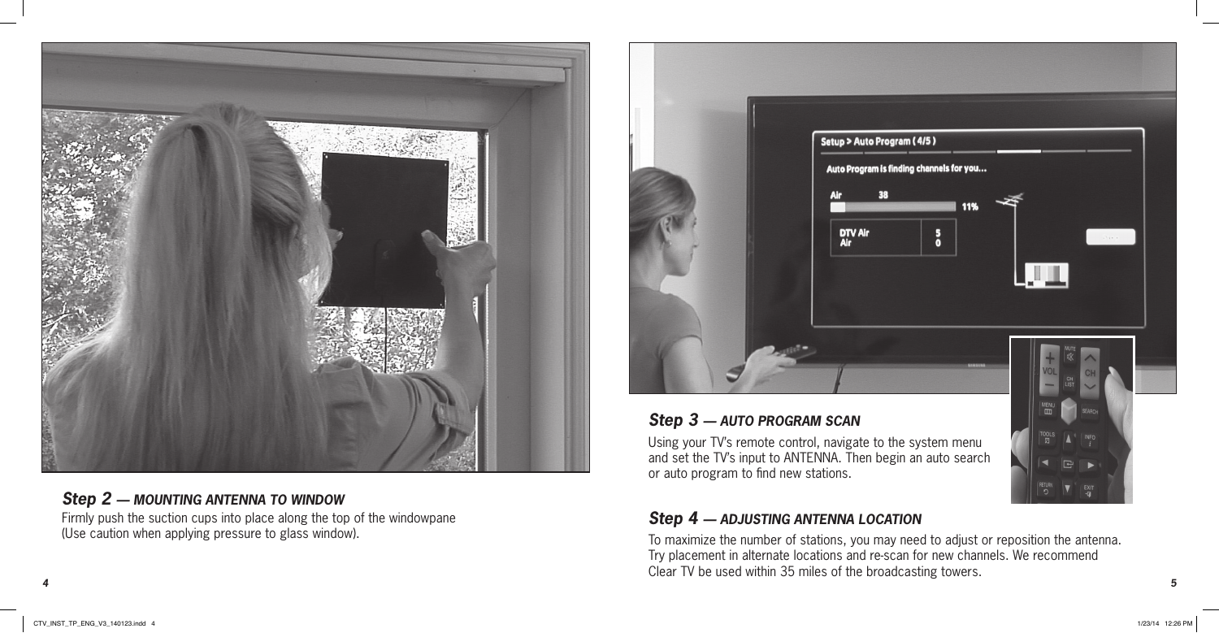### *Step 2 — MOUNTING ANTENNA TO WINDOW*

Firmly push the suction cups into place along the top of the windowpane (Use caution when applying pressure to glass window).

### *Step 3 — AUTO PROGRAM SCAN*

Using your TV's remote control, navigate to the system menu and set the TV's input to ANTENNA. Then begin an auto search or auto program to find new stations.

### *Step 4 — ADJUSTING ANTENNA LOCATION*

To maximize the number of stations, you may need to adjust or reposition the antenna. Try placement in alternate locations and re-scan for new channels. We recommend Clear TV be used within 35 miles of the broadcasting towers.